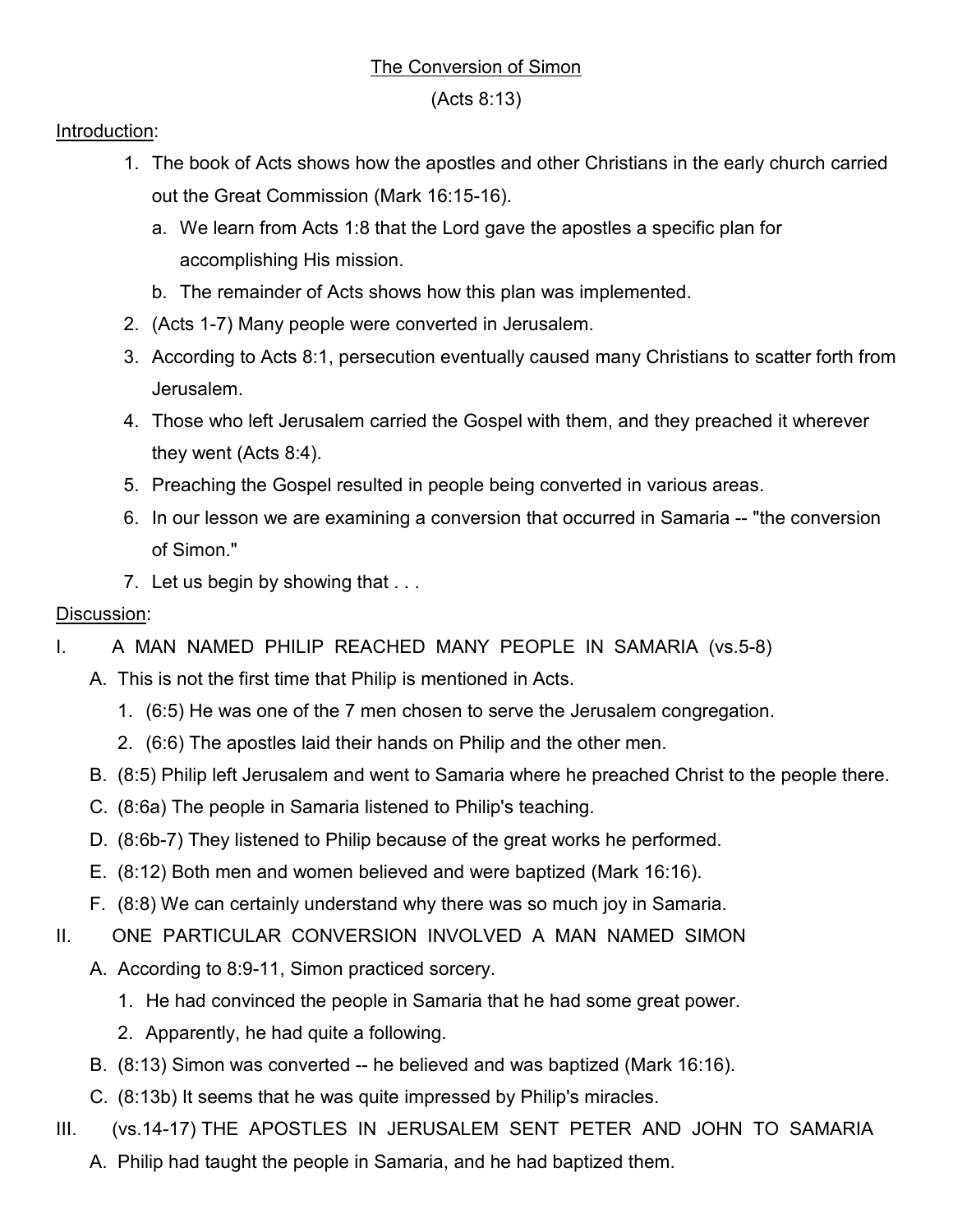# The Conversion of Simon

(Acts 8:13)

Introduction:

1. The book of Acts shows how the apostles and other Christians in the early church carried out the Great Commission (Mark 16:15-16).
   a. We learn from Acts 1:8 that the Lord gave the apostles a specific plan for accomplishing His mission.
   b. The remainder of Acts shows how this plan was implemented.
2. (Acts 1-7) Many people were converted in Jerusalem.
3. According to Acts 8:1, persecution eventually caused many Christians to scatter forth from Jerusalem.
4. Those who left Jerusalem carried the Gospel with them, and they preached it wherever they went (Acts 8:4).
5. Preaching the Gospel resulted in people being converted in various areas.
6. In our lesson we are examining a conversion that occurred in Samaria -- "the conversion of Simon."
7. Let us begin by showing that . . .

Discussion:

I. A MAN NAMED PHILIP REACHED MANY PEOPLE IN SAMARIA (vs.5-8)
   A. This is not the first time that Philip is mentioned in Acts.
      1. (6:5) He was one of the 7 men chosen to serve the Jerusalem congregation.
      2. (6:6) The apostles laid their hands on Philip and the other men.
   B. (8:5) Philip left Jerusalem and went to Samaria where he preached Christ to the people there.
   C. (8:6a) The people in Samaria listened to Philip's teaching.
   D. (8:6b-7) They listened to Philip because of the great works he performed.
   E. (8:12) Both men and women believed and were baptized (Mark 16:16).
   F. (8:8) We can certainly understand why there was so much joy in Samaria.

II. ONE PARTICULAR CONVERSION INVOLVED A MAN NAMED SIMON
   A. According to 8:9-11, Simon practiced sorcery.
      1. He had convinced the people in Samaria that he had some great power.
      2. Apparently, he had quite a following.
   B. (8:13) Simon was converted -- he believed and was baptized (Mark 16:16).
   C. (8:13b) It seems that he was quite impressed by Philip's miracles.

III. (vs.14-17) THE APOSTLES IN JERUSALEM SENT PETER AND JOHN TO SAMARIA
   A. Philip had taught the people in Samaria, and he had baptized them.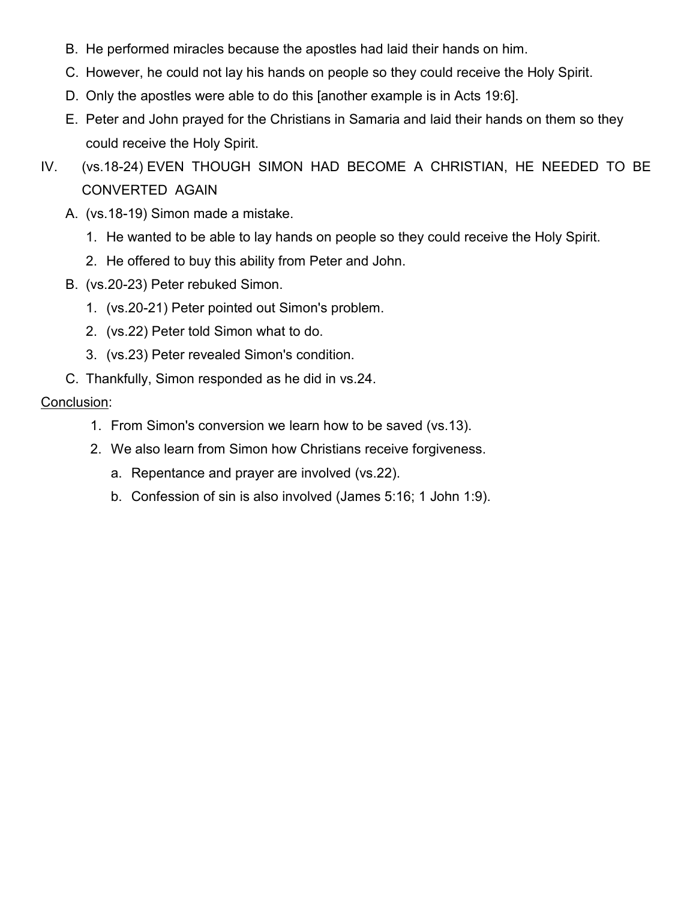B. He performed miracles because the apostles had laid their hands on him.

C. However, he could not lay his hands on people so they could receive the Holy Spirit.

D. Only the apostles were able to do this [another example is in Acts 19:6].

E. Peter and John prayed for the Christians in Samaria and laid their hands on them so they could receive the Holy Spirit.

IV. (vs.18-24) EVEN THOUGH SIMON HAD BECOME A CHRISTIAN, HE NEEDED TO BE CONVERTED AGAIN

A. (vs.18-19) Simon made a mistake.

1. He wanted to be able to lay hands on people so they could receive the Holy Spirit.
2. He offered to buy this ability from Peter and John.

B. (vs.20-23) Peter rebuked Simon.

1. (vs.20-21) Peter pointed out Simon's problem.
2. (vs.22) Peter told Simon what to do.
3. (vs.23) Peter revealed Simon's condition.

C. Thankfully, Simon responded as he did in vs.24.

<u>Conclusion</u>:

1. From Simon's conversion we learn how to be saved (vs.13).
2. We also learn from Simon how Christians receive forgiveness.
   a. Repentance and prayer are involved (vs.22).
   b. Confession of sin is also involved (James 5:16; 1 John 1:9).